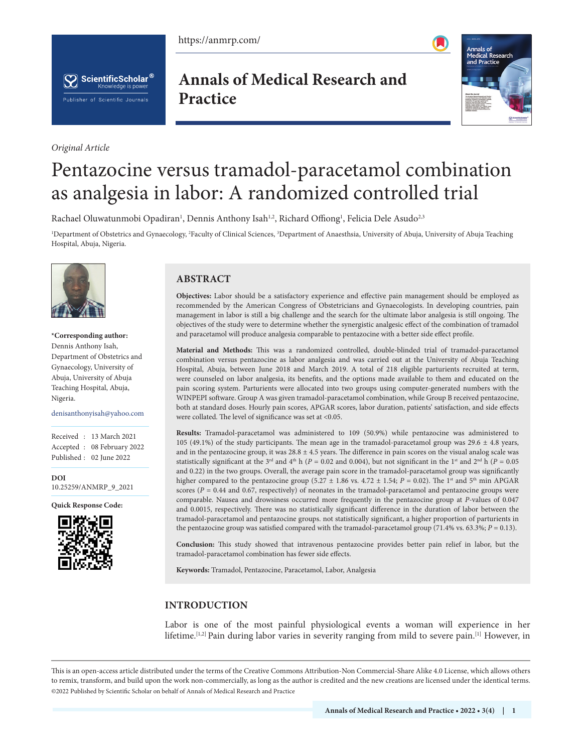https://anmrp.com/

# Annals of Medical Research and Practice

*Original Article*

# Pentazocine versus tramadol-paracetamol combination as analgesia in labor: A randomized controlled trial

Rachael Oluwatunmobi Opadiran[1], Dennis Anthony Isah[1,2], Richard Offiong[1], Felicia Dele Asudo[2,3]

[1]Department of Obstetrics and Gynaecology, [2]Faculty of Clinical Sciences, [3]Department of Anaesthsia, University of Abuja, University of Abuja Teaching Hospital, Abuja, Nigeria.

**\*Corresponding author:**
Dennis Anthony Isah,
Department of Obstetrics and Gynaecology, University of Abuja, University of Abuja Teaching Hospital, Abuja, Nigeria.

denisanthonyisah@yahoo.com

Received : 13 March 2021
Accepted : 08 February 2022
Published : 02 June 2022

**DOI**
10.25259/ANMRP_9_2021

**Quick Response Code:**

## ABSTRACT

**Objectives:** Labor should be a satisfactory experience and effective pain management should be employed as recommended by the American Congress of Obstetricians and Gynaecologists. In developing countries, pain management in labor is still a big challenge and the search for the ultimate labor analgesia is still ongoing. The objectives of the study were to determine whether the synergistic analgesic effect of the combination of tramadol and paracetamol will produce analgesia comparable to pentazocine with a better side effect profile.

**Material and Methods:** This was a randomized controlled, double-blinded trial of tramadol-paracetamol combination versus pentazocine as labor analgesia and was carried out at the University of Abuja Teaching Hospital, Abuja, between June 2018 and March 2019. A total of 218 eligible parturients recruited at term, were counseled on labor analgesia, its benefits, and the options made available to them and educated on the pain scoring system. Parturients were allocated into two groups using computer-generated numbers with the WINPEPI software. Group A was given tramadol-paracetamol combination, while Group B received pentazocine, both at standard doses. Hourly pain scores, APGAR scores, labor duration, patients' satisfaction, and side effects were collated. The level of significance was set at <0.05.

**Results:** Tramadol-paracetamol was administered to 109 (50.9%) while pentazocine was administered to 105 (49.1%) of the study participants. The mean age in the tramadol-paracetamol group was 29.6 ± 4.8 years, and in the pentazocine group, it was 28.8 ± 4.5 years. The difference in pain scores on the visual analog scale was statistically significant at the 3rd and 4th h ($P$ = 0.02 and 0.004), but not significant in the 1st and 2nd h ($P$ = 0.05 and 0.22) in the two groups. Overall, the average pain score in the tramadol-paracetamol group was significantly higher compared to the pentazocine group (5.27 ± 1.86 vs. 4.72 ± 1.54; $P$ = 0.02). The 1st and 5th min APGAR scores ($P$ = 0.44 and 0.67, respectively) of neonates in the tramadol-paracetamol and pentazocine groups were comparable. Nausea and drowsiness occurred more frequently in the pentazocine group at $P$-values of 0.047 and 0.0015, respectively. There was no statistically significant difference in the duration of labor between the tramadol-paracetamol and pentazocine groups. not statistically significant, a higher proportion of parturients in the pentazocine group was satisfied compared with the tramadol-paracetamol group (71.4% vs. 63.3%; $P$ = 0.13).

**Conclusion:** This study showed that intravenous pentazocine provides better pain relief in labor, but the tramadol-paracetamol combination has fewer side effects.

**Keywords:** Tramadol, Pentazocine, Paracetamol, Labor, Analgesia

## INTRODUCTION

Labor is one of the most painful physiological events a woman will experience in her lifetime.[1,2] Pain during labor varies in severity ranging from mild to severe pain.[1] However, in

This is an open-access article distributed under the terms of the Creative Commons Attribution-Non Commercial-Share Alike 4.0 License, which allows others to remix, transform, and build upon the work non-commercially, as long as the author is credited and the new creations are licensed under the identical terms.
©2022 Published by Scientific Scholar on behalf of Annals of Medical Research and Practice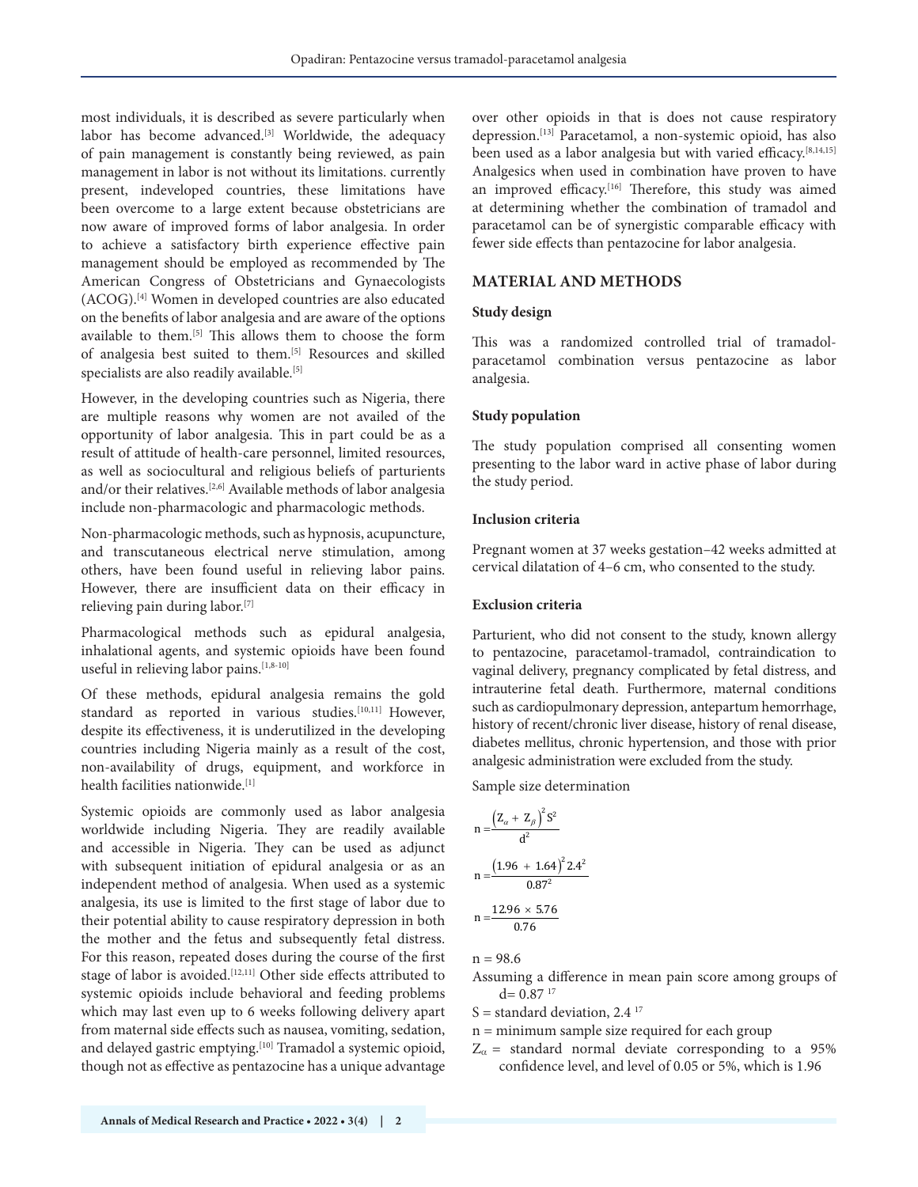most individuals, it is described as severe particularly when labor has become advanced.[3] Worldwide, the adequacy of pain management is constantly being reviewed, as pain management in labor is not without its limitations. currently present, indeveloped countries, these limitations have been overcome to a large extent because obstetricians are now aware of improved forms of labor analgesia. In order to achieve a satisfactory birth experience effective pain management should be employed as recommended by The American Congress of Obstetricians and Gynaecologists (ACOG).[4] Women in developed countries are also educated on the benefits of labor analgesia and are aware of the options available to them.[5] This allows them to choose the form of analgesia best suited to them.[5] Resources and skilled specialists are also readily available.[5]

However, in the developing countries such as Nigeria, there are multiple reasons why women are not availed of the opportunity of labor analgesia. This in part could be as a result of attitude of health-care personnel, limited resources, as well as sociocultural and religious beliefs of parturients and/or their relatives.[2,6] Available methods of labor analgesia include non-pharmacologic and pharmacologic methods.

Non-pharmacologic methods, such as hypnosis, acupuncture, and transcutaneous electrical nerve stimulation, among others, have been found useful in relieving labor pains. However, there are insufficient data on their efficacy in relieving pain during labor.[7]

Pharmacological methods such as epidural analgesia, inhalational agents, and systemic opioids have been found useful in relieving labor pains.[1,8-10]

Of these methods, epidural analgesia remains the gold standard as reported in various studies.[10,11] However, despite its effectiveness, it is underutilized in the developing countries including Nigeria mainly as a result of the cost, non-availability of drugs, equipment, and workforce in health facilities nationwide.[1]

Systemic opioids are commonly used as labor analgesia worldwide including Nigeria. They are readily available and accessible in Nigeria. They can be used as adjunct with subsequent initiation of epidural analgesia or as an independent method of analgesia. When used as a systemic analgesia, its use is limited to the first stage of labor due to their potential ability to cause respiratory depression in both the mother and the fetus and subsequently fetal distress. For this reason, repeated doses during the course of the first stage of labor is avoided.[12,11] Other side effects attributed to systemic opioids include behavioral and feeding problems which may last even up to 6 weeks following delivery apart from maternal side effects such as nausea, vomiting, sedation, and delayed gastric emptying.[10] Tramadol a systemic opioid, though not as effective as pentazocine has a unique advantage over other opioids in that is does not cause respiratory depression.[13] Paracetamol, a non-systemic opioid, has also been used as a labor analgesia but with varied efficacy.[8,14,15] Analgesics when used in combination have proven to have an improved efficacy.[16] Therefore, this study was aimed at determining whether the combination of tramadol and paracetamol can be of synergistic comparable efficacy with fewer side effects than pentazocine for labor analgesia.

## MATERIAL AND METHODS

### Study design

This was a randomized controlled trial of tramadol-paracetamol combination versus pentazocine as labor analgesia.

### Study population

The study population comprised all consenting women presenting to the labor ward in active phase of labor during the study period.

### Inclusion criteria

Pregnant women at 37 weeks gestation–42 weeks admitted at cervical dilatation of 4–6 cm, who consented to the study.

### Exclusion criteria

Parturient, who did not consent to the study, known allergy to pentazocine, paracetamol-tramadol, contraindication to vaginal delivery, pregnancy complicated by fetal distress, and intrauterine fetal death. Furthermore, maternal conditions such as cardiopulmonary depression, antepartum hemorrhage, history of recent/chronic liver disease, history of renal disease, diabetes mellitus, chronic hypertension, and those with prior analgesic administration were excluded from the study.

Sample size determination

$$n = \frac{\left(Z_{\alpha} + Z_{\beta}\right)^2 S^2}{d^2}$$

$$n = \frac{\left(1.96 + 1.64\right)^2 2.4^2}{0.87^2}$$

$$n = \frac{12.96 \times 5.76}{0.76}$$

n = 98.6

Assuming a difference in mean pain score among groups of d= 0.87 [17]

S = standard deviation, 2.4 [17]

n = minimum sample size required for each group

$Z_{\alpha}$ = standard normal deviate corresponding to a 95% confidence level, and level of 0.05 or 5%, which is 1.96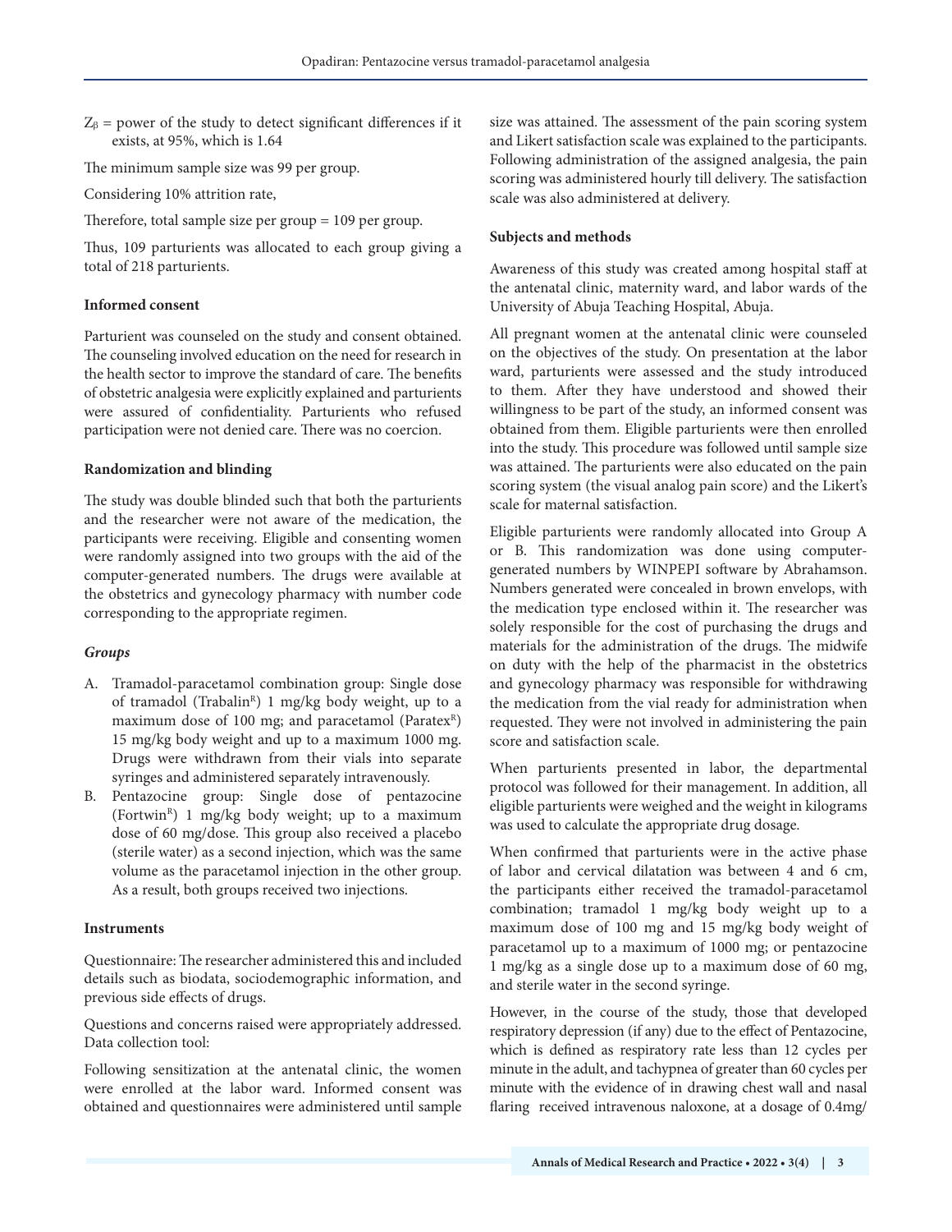$Z_\beta$ = power of the study to detect significant differences if it exists, at 95%, which is 1.64

The minimum sample size was 99 per group.

Considering 10% attrition rate,

Therefore, total sample size per group = 109 per group.

Thus, 109 parturients was allocated to each group giving a total of 218 parturients.

### Informed consent

Parturient was counseled on the study and consent obtained. The counseling involved education on the need for research in the health sector to improve the standard of care. The benefits of obstetric analgesia were explicitly explained and parturients were assured of confidentiality. Parturients who refused participation were not denied care. There was no coercion.

### Randomization and blinding

The study was double blinded such that both the parturients and the researcher were not aware of the medication, the participants were receiving. Eligible and consenting women were randomly assigned into two groups with the aid of the computer-generated numbers. The drugs were available at the obstetrics and gynecology pharmacy with number code corresponding to the appropriate regimen.

#### *Groups*

A. Tramadol-paracetamol combination group: Single dose of tramadol (Trabalin[R]) 1 mg/kg body weight, up to a maximum dose of 100 mg; and paracetamol (Paratex[R]) 15 mg/kg body weight and up to a maximum 1000 mg. Drugs were withdrawn from their vials into separate syringes and administered separately intravenously.
B. Pentazocine group: Single dose of pentazocine (Fortwin[R]) 1 mg/kg body weight; up to a maximum dose of 60 mg/dose. This group also received a placebo (sterile water) as a second injection, which was the same volume as the paracetamol injection in the other group. As a result, both groups received two injections.

### Instruments

Questionnaire: The researcher administered this and included details such as biodata, sociodemographic information, and previous side effects of drugs.

Questions and concerns raised were appropriately addressed. Data collection tool:

Following sensitization at the antenatal clinic, the women were enrolled at the labor ward. Informed consent was obtained and questionnaires were administered until sample size was attained. The assessment of the pain scoring system and Likert satisfaction scale was explained to the participants. Following administration of the assigned analgesia, the pain scoring was administered hourly till delivery. The satisfaction scale was also administered at delivery.

### Subjects and methods

Awareness of this study was created among hospital staff at the antenatal clinic, maternity ward, and labor wards of the University of Abuja Teaching Hospital, Abuja.

All pregnant women at the antenatal clinic were counseled on the objectives of the study. On presentation at the labor ward, parturients were assessed and the study introduced to them. After they have understood and showed their willingness to be part of the study, an informed consent was obtained from them. Eligible parturients were then enrolled into the study. This procedure was followed until sample size was attained. The parturients were also educated on the pain scoring system (the visual analog pain score) and the Likert's scale for maternal satisfaction.

Eligible parturients were randomly allocated into Group A or B. This randomization was done using computer-generated numbers by WINPEPI software by Abrahamson. Numbers generated were concealed in brown envelops, with the medication type enclosed within it. The researcher was solely responsible for the cost of purchasing the drugs and materials for the administration of the drugs. The midwife on duty with the help of the pharmacist in the obstetrics and gynecology pharmacy was responsible for withdrawing the medication from the vial ready for administration when requested. They were not involved in administering the pain score and satisfaction scale.

When parturients presented in labor, the departmental protocol was followed for their management. In addition, all eligible parturients were weighed and the weight in kilograms was used to calculate the appropriate drug dosage.

When confirmed that parturients were in the active phase of labor and cervical dilatation was between 4 and 6 cm, the participants either received the tramadol-paracetamol combination; tramadol 1 mg/kg body weight up to a maximum dose of 100 mg and 15 mg/kg body weight of paracetamol up to a maximum of 1000 mg; or pentazocine 1 mg/kg as a single dose up to a maximum dose of 60 mg, and sterile water in the second syringe.

However, in the course of the study, those that developed respiratory depression (if any) due to the effect of Pentazocine, which is defined as respiratory rate less than 12 cycles per minute in the adult, and tachypnea of greater than 60 cycles per minute with the evidence of in drawing chest wall and nasal flaring received intravenous naloxone, at a dosage of 0.4mg/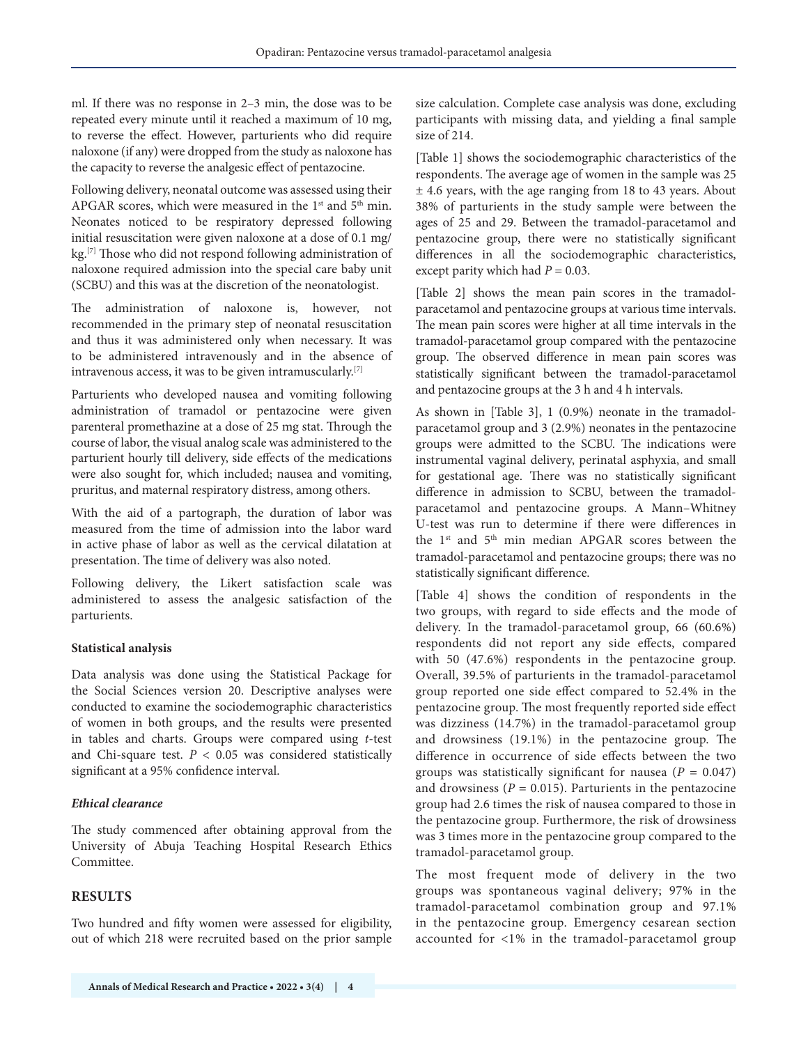ml. If there was no response in 2–3 min, the dose was to be repeated every minute until it reached a maximum of 10 mg, to reverse the effect. However, parturients who did require naloxone (if any) were dropped from the study as naloxone has the capacity to reverse the analgesic effect of pentazocine.

Following delivery, neonatal outcome was assessed using their APGAR scores, which were measured in the 1st and 5th min. Neonates noticed to be respiratory depressed following initial resuscitation were given naloxone at a dose of 0.1 mg/kg.[7] Those who did not respond following administration of naloxone required admission into the special care baby unit (SCBU) and this was at the discretion of the neonatologist.

The administration of naloxone is, however, not recommended in the primary step of neonatal resuscitation and thus it was administered only when necessary. It was to be administered intravenously and in the absence of intravenous access, it was to be given intramuscularly.[7]

Parturients who developed nausea and vomiting following administration of tramadol or pentazocine were given parenteral promethazine at a dose of 25 mg stat. Through the course of labor, the visual analog scale was administered to the parturient hourly till delivery, side effects of the medications were also sought for, which included; nausea and vomiting, pruritus, and maternal respiratory distress, among others.

With the aid of a partograph, the duration of labor was measured from the time of admission into the labor ward in active phase of labor as well as the cervical dilatation at presentation. The time of delivery was also noted.

Following delivery, the Likert satisfaction scale was administered to assess the analgesic satisfaction of the parturients.

### Statistical analysis

Data analysis was done using the Statistical Package for the Social Sciences version 20. Descriptive analyses were conducted to examine the sociodemographic characteristics of women in both groups, and the results were presented in tables and charts. Groups were compared using *t*-test and Chi-square test. $P < 0.05$ was considered statistically significant at a 95% confidence interval.

#### *Ethical clearance*

The study commenced after obtaining approval from the University of Abuja Teaching Hospital Research Ethics Committee.

## RESULTS

Two hundred and fifty women were assessed for eligibility, out of which 218 were recruited based on the prior sample size calculation. Complete case analysis was done, excluding participants with missing data, and yielding a final sample size of 214.

[Table 1] shows the sociodemographic characteristics of the respondents. The average age of women in the sample was 25 ± 4.6 years, with the age ranging from 18 to 43 years. About 38% of parturients in the study sample were between the ages of 25 and 29. Between the tramadol-paracetamol and pentazocine group, there were no statistically significant differences in all the sociodemographic characteristics, except parity which had $P = 0.03$.

[Table 2] shows the mean pain scores in the tramadol-paracetamol and pentazocine groups at various time intervals. The mean pain scores were higher at all time intervals in the tramadol-paracetamol group compared with the pentazocine group. The observed difference in mean pain scores was statistically significant between the tramadol-paracetamol and pentazocine groups at the 3 h and 4 h intervals.

As shown in [Table 3], 1 (0.9%) neonate in the tramadol-paracetamol group and 3 (2.9%) neonates in the pentazocine groups were admitted to the SCBU. The indications were instrumental vaginal delivery, perinatal asphyxia, and small for gestational age. There was no statistically significant difference in admission to SCBU, between the tramadol-paracetamol and pentazocine groups. A Mann–Whitney U-test was run to determine if there were differences in the 1st and 5th min median APGAR scores between the tramadol-paracetamol and pentazocine groups; there was no statistically significant difference.

[Table 4] shows the condition of respondents in the two groups, with regard to side effects and the mode of delivery. In the tramadol-paracetamol group, 66 (60.6%) respondents did not report any side effects, compared with 50 (47.6%) respondents in the pentazocine group. Overall, 39.5% of parturients in the tramadol-paracetamol group reported one side effect compared to 52.4% in the pentazocine group. The most frequently reported side effect was dizziness (14.7%) in the tramadol-paracetamol group and drowsiness (19.1%) in the pentazocine group. The difference in occurrence of side effects between the two groups was statistically significant for nausea ($P = 0.047$) and drowsiness ($P = 0.015$). Parturients in the pentazocine group had 2.6 times the risk of nausea compared to those in the pentazocine group. Furthermore, the risk of drowsiness was 3 times more in the pentazocine group compared to the tramadol-paracetamol group.

The most frequent mode of delivery in the two groups was spontaneous vaginal delivery; 97% in the tramadol-paracetamol combination group and 97.1% in the pentazocine group. Emergency cesarean section accounted for <1% in the tramadol-paracetamol group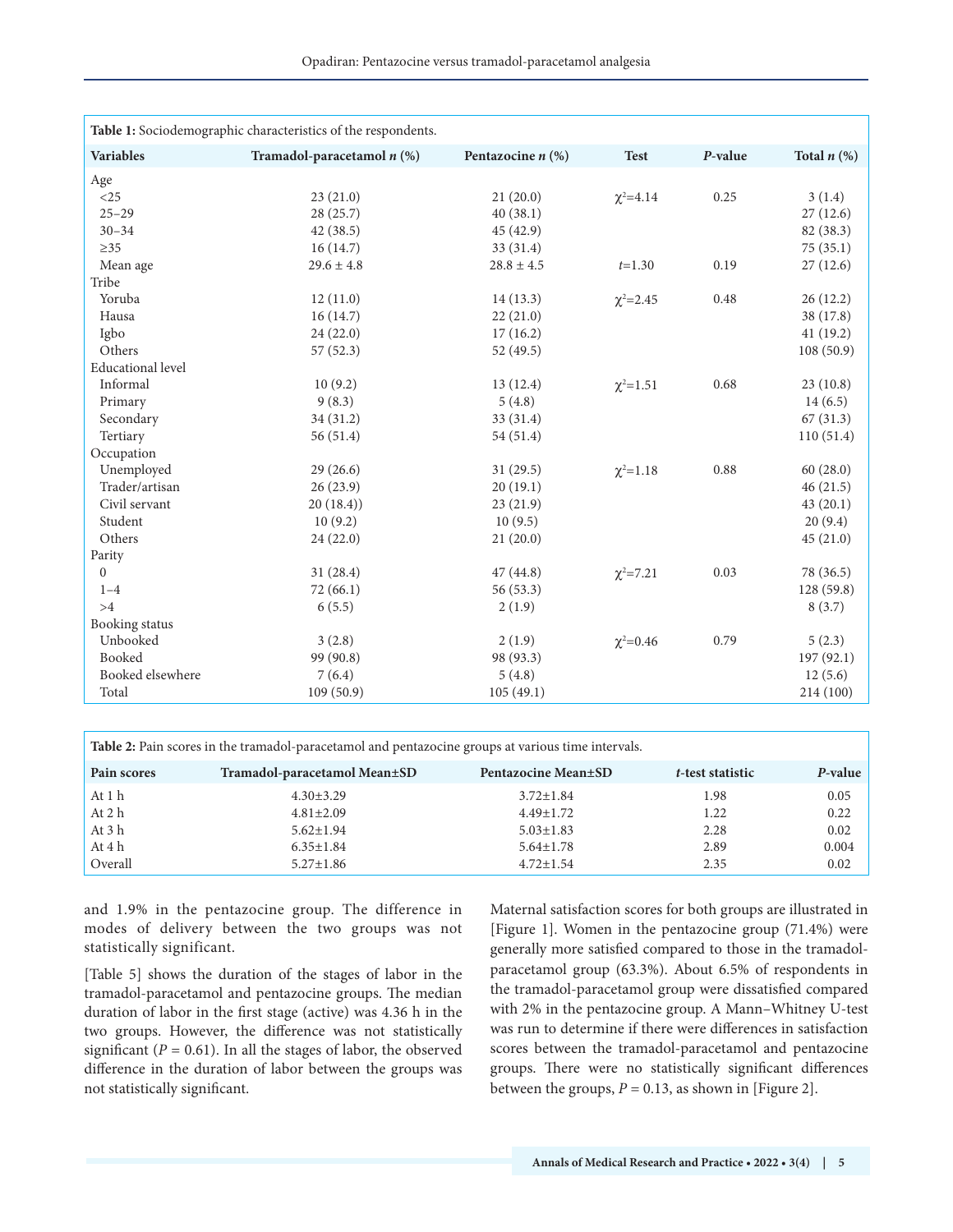**Table 1:** Sociodemographic characteristics of the respondents.

| Variables | Tramadol-paracetamol *n* (%) | Pentazocine *n* (%) | Test | *P*-value | Total *n* (%) |
|---|---|---|---|---|---|
| Age | | | | | |
| <25 | 23 (21.0) | 21 (20.0) | $\chi^2$=4.14 | 0.25 | 3 (1.4) |
| 25–29 | 28 (25.7) | 40 (38.1) | | | 27 (12.6) |
| 30–34 | 42 (38.5) | 45 (42.9) | | | 82 (38.3) |
| ≥35 | 16 (14.7) | 33 (31.4) | | | 75 (35.1) |
| Mean age | 29.6 ± 4.8 | 28.8 ± 4.5 | *t*=1.30 | 0.19 | 27 (12.6) |
| Tribe | | | | | |
| Yoruba | 12 (11.0) | 14 (13.3) | $\chi^2$=2.45 | 0.48 | 26 (12.2) |
| Hausa | 16 (14.7) | 22 (21.0) | | | 38 (17.8) |
| Igbo | 24 (22.0) | 17 (16.2) | | | 41 (19.2) |
| Others | 57 (52.3) | 52 (49.5) | | | 108 (50.9) |
| Educational level | | | | | |
| Informal | 10 (9.2) | 13 (12.4) | $\chi^2$=1.51 | 0.68 | 23 (10.8) |
| Primary | 9 (8.3) | 5 (4.8) | | | 14 (6.5) |
| Secondary | 34 (31.2) | 33 (31.4) | | | 67 (31.3) |
| Tertiary | 56 (51.4) | 54 (51.4) | | | 110 (51.4) |
| Occupation | | | | | |
| Unemployed | 29 (26.6) | 31 (29.5) | $\chi^2$=1.18 | 0.88 | 60 (28.0) |
| Trader/artisan | 26 (23.9) | 20 (19.1) | | | 46 (21.5) |
| Civil servant | 20 (18.4)) | 23 (21.9) | | | 43 (20.1) |
| Student | 10 (9.2) | 10 (9.5) | | | 20 (9.4) |
| Others | 24 (22.0) | 21 (20.0) | | | 45 (21.0) |
| Parity | | | | | |
| 0 | 31 (28.4) | 47 (44.8) | $\chi^2$=7.21 | 0.03 | 78 (36.5) |
| 1–4 | 72 (66.1) | 56 (53.3) | | | 128 (59.8) |
| >4 | 6 (5.5) | 2 (1.9) | | | 8 (3.7) |
| Booking status | | | | | |
| Unbooked | 3 (2.8) | 2 (1.9) | $\chi^2$=0.46 | 0.79 | 5 (2.3) |
| Booked | 99 (90.8) | 98 (93.3) | | | 197 (92.1) |
| Booked elsewhere | 7 (6.4) | 5 (4.8) | | | 12 (5.6) |
| Total | 109 (50.9) | 105 (49.1) | | | 214 (100) |

**Table 2:** Pain scores in the tramadol-paracetamol and pentazocine groups at various time intervals.

| Pain scores | Tramadol-paracetamol Mean±SD | Pentazocine Mean±SD | *t*-test statistic | *P*-value |
|---|---|---|---|---|
| At 1 h | 4.30±3.29 | 3.72±1.84 | 1.98 | 0.05 |
| At 2 h | 4.81±2.09 | 4.49±1.72 | 1.22 | 0.22 |
| At 3 h | 5.62±1.94 | 5.03±1.83 | 2.28 | 0.02 |
| At 4 h | 6.35±1.84 | 5.64±1.78 | 2.89 | 0.004 |
| Overall | 5.27±1.86 | 4.72±1.54 | 2.35 | 0.02 |

and 1.9% in the pentazocine group. The difference in modes of delivery between the two groups was not statistically significant.

[Table 5] shows the duration of the stages of labor in the tramadol-paracetamol and pentazocine groups. The median duration of labor in the first stage (active) was 4.36 h in the two groups. However, the difference was not statistically significant ($P = 0.61$). In all the stages of labor, the observed difference in the duration of labor between the groups was not statistically significant.

Maternal satisfaction scores for both groups are illustrated in [Figure 1]. Women in the pentazocine group (71.4%) were generally more satisfied compared to those in the tramadol-paracetamol group (63.3%). About 6.5% of respondents in the tramadol-paracetamol group were dissatisfied compared with 2% in the pentazocine group. A Mann–Whitney U-test was run to determine if there were differences in satisfaction scores between the tramadol-paracetamol and pentazocine groups. There were no statistically significant differences between the groups, $P = 0.13$, as shown in [Figure 2].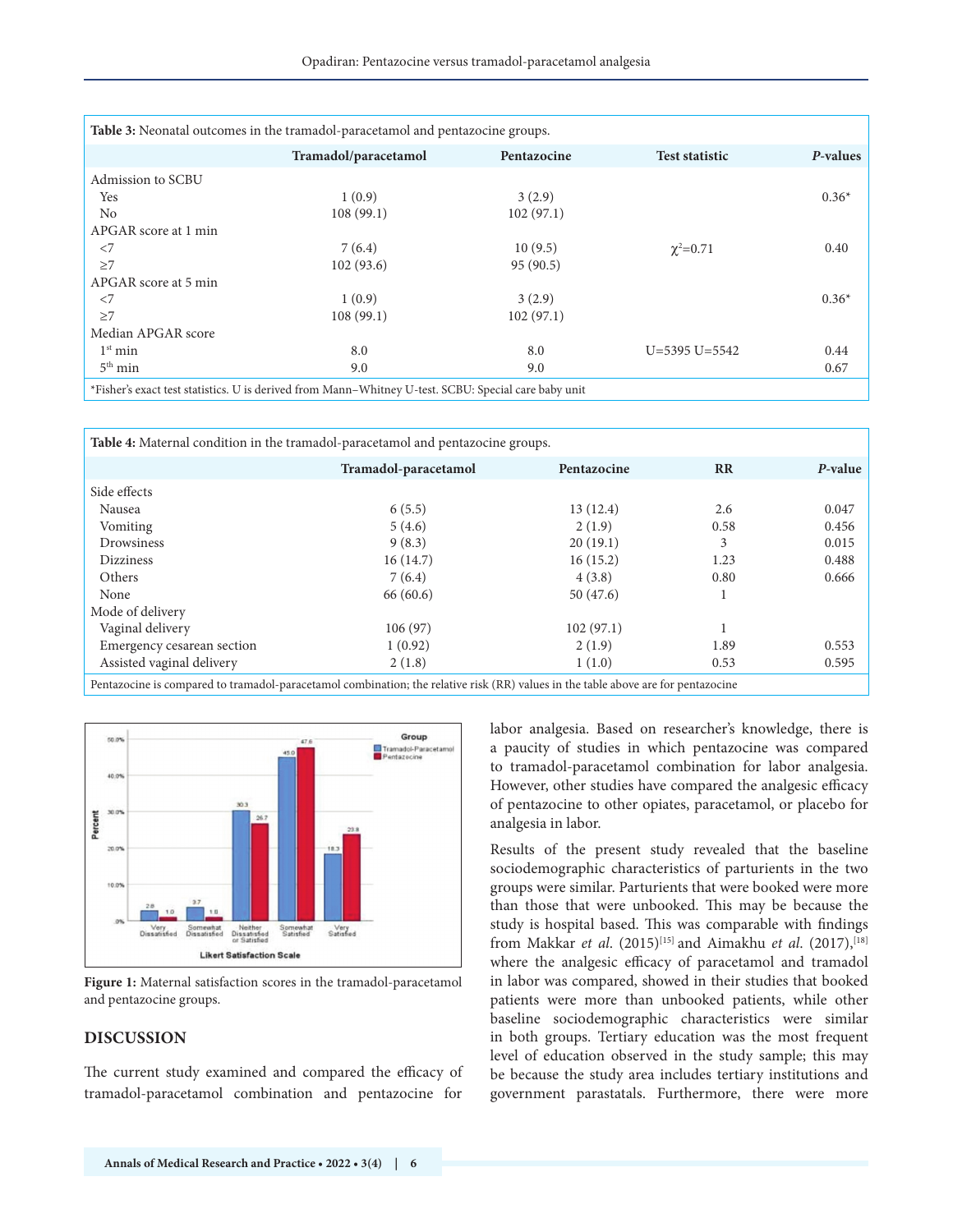**Table 3:** Neonatal outcomes in the tramadol-paracetamol and pentazocine groups.

| | Tramadol/paracetamol | Pentazocine | Test statistic | *P*-values |
|---|---|---|---|---|
| Admission to SCBU | | | | |
| Yes | 1 (0.9) | 3 (2.9) | | 0.36* |
| No | 108 (99.1) | 102 (97.1) | | |
| APGAR score at 1 min | | | | |
| <7 | 7 (6.4) | 10 (9.5) | $\chi^2$=0.71 | 0.40 |
| ≥7 | 102 (93.6) | 95 (90.5) | | |
| APGAR score at 5 min | | | | |
| <7 | 1 (0.9) | 3 (2.9) | | 0.36* |
| ≥7 | 108 (99.1) | 102 (97.1) | | |
| Median APGAR score | | | | |
| 1st min | 8.0 | 8.0 | U=5395 U=5542 | 0.44 |
| 5th min | 9.0 | 9.0 | | 0.67 |

*Fisher's exact test statistics. U is derived from Mann–Whitney U-test. SCBU: Special care baby unit

**Table 4:** Maternal condition in the tramadol-paracetamol and pentazocine groups.

| | Tramadol-paracetamol | Pentazocine | RR | *P*-value |
|---|---|---|---|---|
| Side effects | | | | |
| Nausea | 6 (5.5) | 13 (12.4) | 2.6 | 0.047 |
| Vomiting | 5 (4.6) | 2 (1.9) | 0.58 | 0.456 |
| Drowsiness | 9 (8.3) | 20 (19.1) | 3 | 0.015 |
| Dizziness | 16 (14.7) | 16 (15.2) | 1.23 | 0.488 |
| Others | 7 (6.4) | 4 (3.8) | 0.80 | 0.666 |
| None | 66 (60.6) | 50 (47.6) | 1 | |
| Mode of delivery | | | | |
| Vaginal delivery | 106 (97) | 102 (97.1) | 1 | |
| Emergency cesarean section | 1 (0.92) | 2 (1.9) | 1.89 | 0.553 |
| Assisted vaginal delivery | 2 (1.8) | 1 (1.0) | 0.53 | 0.595 |

Pentazocine is compared to tramadol-paracetamol combination; the relative risk (RR) values in the table above are for pentazocine

**Figure 1:** Maternal satisfaction scores in the tramadol-paracetamol and pentazocine groups.

## DISCUSSION

The current study examined and compared the efficacy of tramadol-paracetamol combination and pentazocine for labor analgesia. Based on researcher's knowledge, there is a paucity of studies in which pentazocine was compared to tramadol-paracetamol combination for labor analgesia. However, other studies have compared the analgesic efficacy of pentazocine to other opiates, paracetamol, or placebo for analgesia in labor.

Results of the present study revealed that the baseline sociodemographic characteristics of parturients in the two groups were similar. Parturients that were booked were more than those that were unbooked. This may be because the study is hospital based. This was comparable with findings from Makkar *et al*. (2015)[15] and Aimakhu *et al*. (2017),[18] where the analgesic efficacy of paracetamol and tramadol in labor was compared, showed in their studies that booked patients were more than unbooked patients, while other baseline sociodemographic characteristics were similar in both groups. Tertiary education was the most frequent level of education observed in the study sample; this may be because the study area includes tertiary institutions and government parastatals. Furthermore, there were more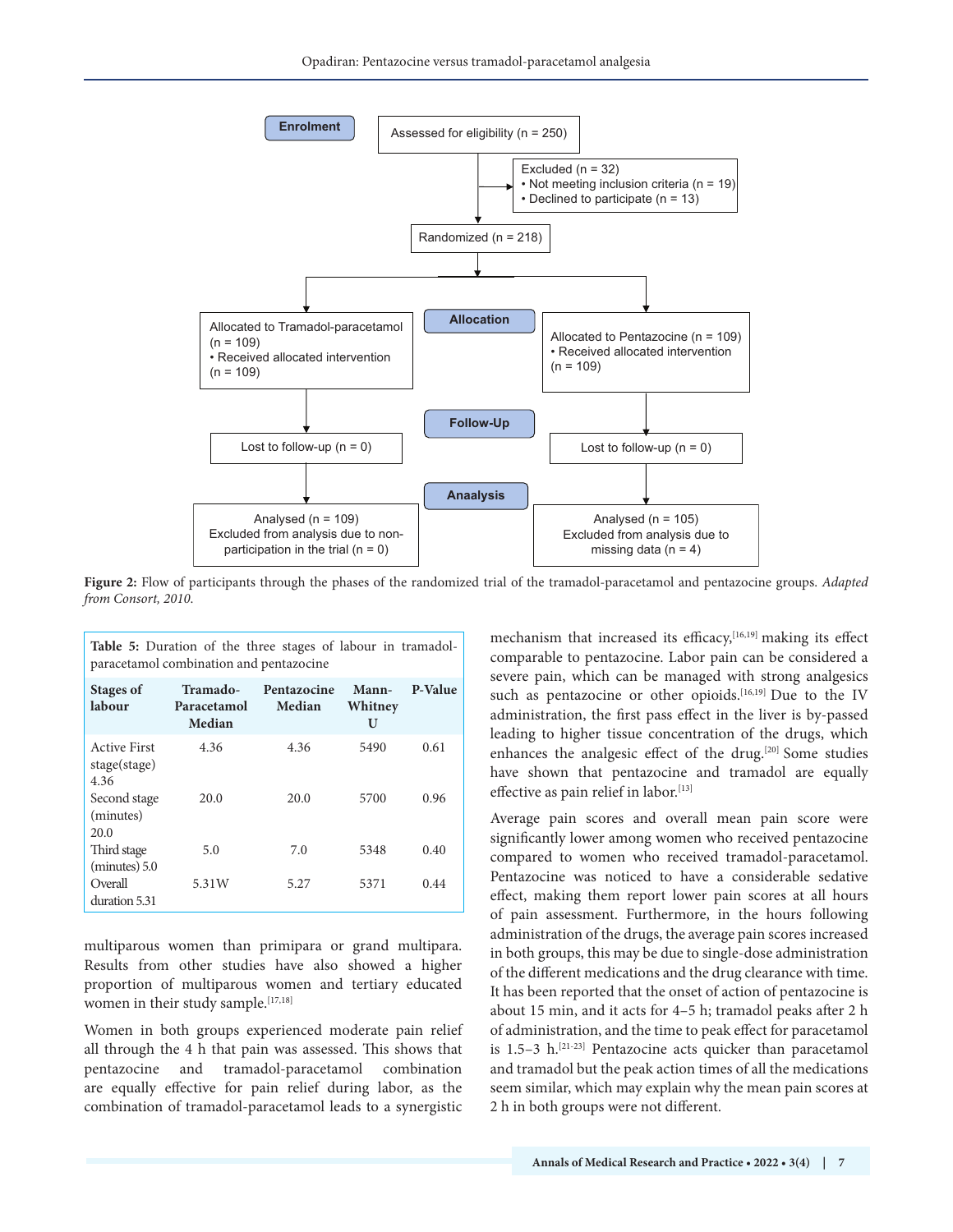Enrolment

Assessed for eligibility (n = 250)

Excluded (n = 32)
- Not meeting inclusion criteria (n = 19)
- Declined to participate (n = 13)

Randomized (n = 218)

Allocation

Allocated to Tramadol-paracetamol (n = 109)
- Received allocated intervention (n = 109)

Allocated to Pentazocine (n = 109)
- Received allocated intervention (n = 109)

Follow-Up

Lost to follow-up (n = 0)

Lost to follow-up (n = 0)

Anaalysis

Analysed (n = 109)
Excluded from analysis due to non-participation in the trial (n = 0)

Analysed (n = 105)
Excluded from analysis due to missing data (n = 4)

**Figure 2:** Flow of participants through the phases of the randomized trial of the tramadol-paracetamol and pentazocine groups. *Adapted from Consort, 2010.*

**Table 5:** Duration of the three stages of labour in tramadol-paracetamol combination and pentazocine

| Stages of labour | Tramado-Paracetamol Median | Pentazocine Median | Mann-Whitney U | P-Value |
|---|---|---|---|---|
| Active First stage(stage) 4.36 | 4.36 | 4.36 | 5490 | 0.61 |
| Second stage (minutes) 20.0 | 20.0 | 20.0 | 5700 | 0.96 |
| Third stage (minutes) 5.0 | 5.0 | 7.0 | 5348 | 0.40 |
| Overall duration 5.31 | 5.31W | 5.27 | 5371 | 0.44 |

multiparous women than primipara or grand multipara. Results from other studies have also showed a higher proportion of multiparous women and tertiary educated women in their study sample.[17,18]

Women in both groups experienced moderate pain relief all through the 4 h that pain was assessed. This shows that pentazocine and tramadol-paracetamol combination are equally effective for pain relief during labor, as the combination of tramadol-paracetamol leads to a synergistic mechanism that increased its efficacy,[16,19] making its effect comparable to pentazocine. Labor pain can be considered a severe pain, which can be managed with strong analgesics such as pentazocine or other opioids.[16,19] Due to the IV administration, the first pass effect in the liver is by-passed leading to higher tissue concentration of the drugs, which enhances the analgesic effect of the drug.[20] Some studies have shown that pentazocine and tramadol are equally effective as pain relief in labor.[13]

Average pain scores and overall mean pain score were significantly lower among women who received pentazocine compared to women who received tramadol-paracetamol. Pentazocine was noticed to have a considerable sedative effect, making them report lower pain scores at all hours of pain assessment. Furthermore, in the hours following administration of the drugs, the average pain scores increased in both groups, this may be due to single-dose administration of the different medications and the drug clearance with time. It has been reported that the onset of action of pentazocine is about 15 min, and it acts for 4–5 h; tramadol peaks after 2 h of administration, and the time to peak effect for paracetamol is 1.5–3 h.[21-23] Pentazocine acts quicker than paracetamol and tramadol but the peak action times of all the medications seem similar, which may explain why the mean pain scores at 2 h in both groups were not different.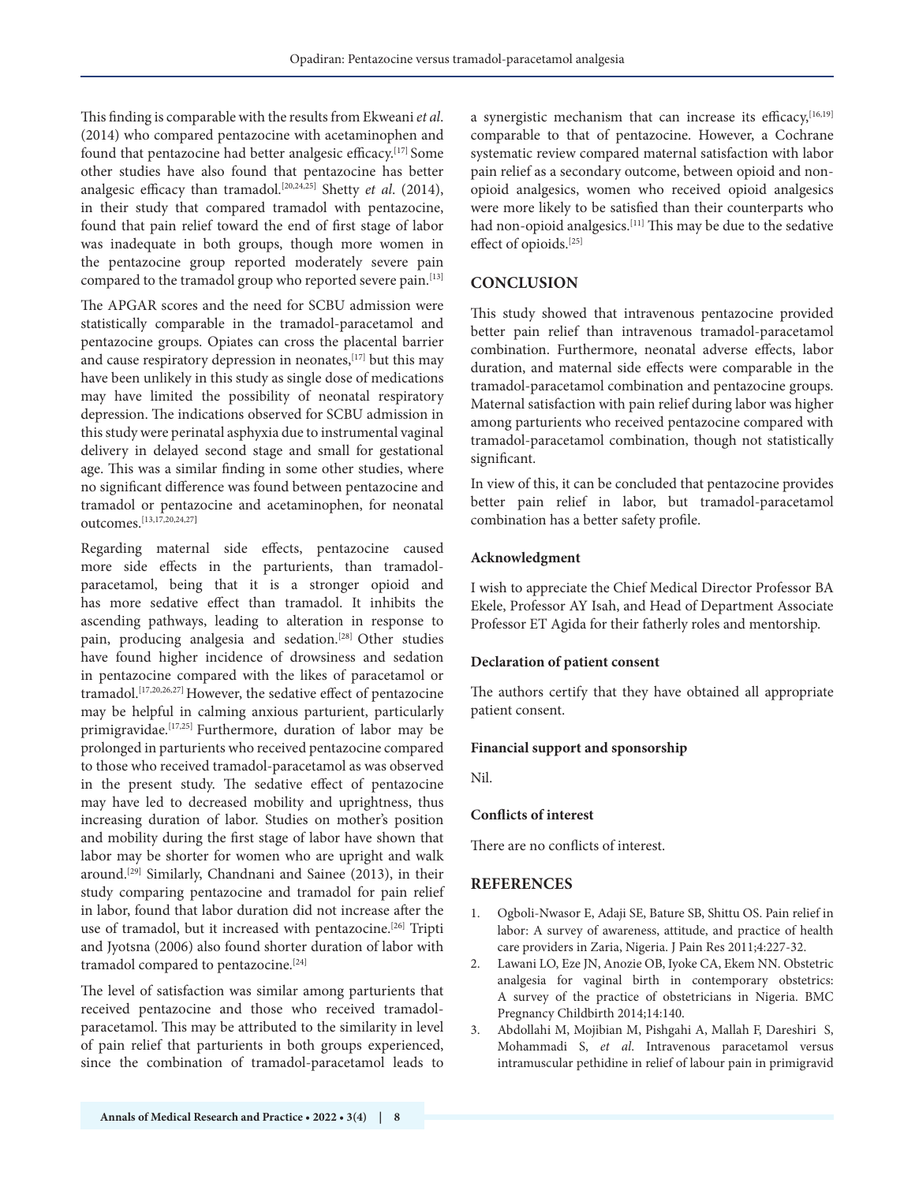This finding is comparable with the results from Ekweani *et al*. (2014) who compared pentazocine with acetaminophen and found that pentazocine had better analgesic efficacy.[17] Some other studies have also found that pentazocine has better analgesic efficacy than tramadol.[20,24,25] Shetty *et al*. (2014), in their study that compared tramadol with pentazocine, found that pain relief toward the end of first stage of labor was inadequate in both groups, though more women in the pentazocine group reported moderately severe pain compared to the tramadol group who reported severe pain.[13]

The APGAR scores and the need for SCBU admission were statistically comparable in the tramadol-paracetamol and pentazocine groups. Opiates can cross the placental barrier and cause respiratory depression in neonates,[17] but this may have been unlikely in this study as single dose of medications may have limited the possibility of neonatal respiratory depression. The indications observed for SCBU admission in this study were perinatal asphyxia due to instrumental vaginal delivery in delayed second stage and small for gestational age. This was a similar finding in some other studies, where no significant difference was found between pentazocine and tramadol or pentazocine and acetaminophen, for neonatal outcomes.[13,17,20,24,27]

Regarding maternal side effects, pentazocine caused more side effects in the parturients, than tramadol-paracetamol, being that it is a stronger opioid and has more sedative effect than tramadol. It inhibits the ascending pathways, leading to alteration in response to pain, producing analgesia and sedation.[28] Other studies have found higher incidence of drowsiness and sedation in pentazocine compared with the likes of paracetamol or tramadol.[17,20,26,27] However, the sedative effect of pentazocine may be helpful in calming anxious parturient, particularly primigravidae.[17,25] Furthermore, duration of labor may be prolonged in parturients who received pentazocine compared to those who received tramadol-paracetamol as was observed in the present study. The sedative effect of pentazocine may have led to decreased mobility and uprightness, thus increasing duration of labor. Studies on mother's position and mobility during the first stage of labor have shown that labor may be shorter for women who are upright and walk around.[29] Similarly, Chandnani and Sainee (2013), in their study comparing pentazocine and tramadol for pain relief in labor, found that labor duration did not increase after the use of tramadol, but it increased with pentazocine.[26] Tripti and Jyotsna (2006) also found shorter duration of labor with tramadol compared to pentazocine.[24]

The level of satisfaction was similar among parturients that received pentazocine and those who received tramadol-paracetamol. This may be attributed to the similarity in level of pain relief that parturients in both groups experienced, since the combination of tramadol-paracetamol leads to a synergistic mechanism that can increase its efficacy,[16,19] comparable to that of pentazocine. However, a Cochrane systematic review compared maternal satisfaction with labor pain relief as a secondary outcome, between opioid and non-opioid analgesics, women who received opioid analgesics were more likely to be satisfied than their counterparts who had non-opioid analgesics.[11] This may be due to the sedative effect of opioids.[25]

## CONCLUSION

This study showed that intravenous pentazocine provided better pain relief than intravenous tramadol-paracetamol combination. Furthermore, neonatal adverse effects, labor duration, and maternal side effects were comparable in the tramadol-paracetamol combination and pentazocine groups. Maternal satisfaction with pain relief during labor was higher among parturients who received pentazocine compared with tramadol-paracetamol combination, though not statistically significant.

In view of this, it can be concluded that pentazocine provides better pain relief in labor, but tramadol-paracetamol combination has a better safety profile.

### Acknowledgment

I wish to appreciate the Chief Medical Director Professor BA Ekele, Professor AY Isah, and Head of Department Associate Professor ET Agida for their fatherly roles and mentorship.

### Declaration of patient consent

The authors certify that they have obtained all appropriate patient consent.

### Financial support and sponsorship

Nil.

### Conflicts of interest

There are no conflicts of interest.

## REFERENCES

1. Ogboli-Nwasor E, Adaji SE, Bature SB, Shittu OS. Pain relief in labor: A survey of awareness, attitude, and practice of health care providers in Zaria, Nigeria. J Pain Res 2011;4:227-32.
2. Lawani LO, Eze JN, Anozie OB, Iyoke CA, Ekem NN. Obstetric analgesia for vaginal birth in contemporary obstetrics: A survey of the practice of obstetricians in Nigeria. BMC Pregnancy Childbirth 2014;14:140.
3. Abdollahi M, Mojibian M, Pishgahi A, Mallah F, Dareshiri S, Mohammadi S, *et al*. Intravenous paracetamol versus intramuscular pethidine in relief of labour pain in primigravid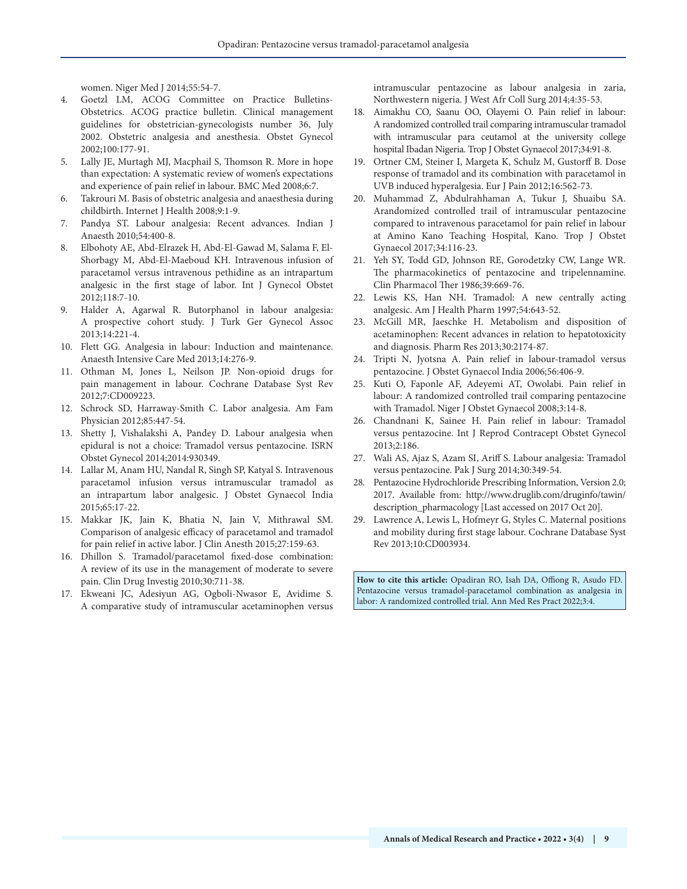women. Niger Med J 2014;55:54-7.

4. Goetzl LM, ACOG Committee on Practice Bulletins-Obstetrics. ACOG practice bulletin. Clinical management guidelines for obstetrician-gynecologists number 36, July 2002. Obstetric analgesia and anesthesia. Obstet Gynecol 2002;100:177-91.
5. Lally JE, Murtagh MJ, Macphail S, Thomson R. More in hope than expectation: A systematic review of women's expectations and experience of pain relief in labour. BMC Med 2008;6:7.
6. Takrouri M. Basis of obstetric analgesia and anaesthesia during childbirth. Internet J Health 2008;9:1-9.
7. Pandya ST. Labour analgesia: Recent advances. Indian J Anaesth 2010;54:400-8.
8. Elbohoty AE, Abd-Elrazek H, Abd-El-Gawad M, Salama F, El-Shorbagy M, Abd-El-Maeboud KH. Intravenous infusion of paracetamol versus intravenous pethidine as an intrapartum analgesic in the first stage of labor. Int J Gynecol Obstet 2012;118:7-10.
9. Halder A, Agarwal R. Butorphanol in labour analgesia: A prospective cohort study. J Turk Ger Gynecol Assoc 2013;14:221-4.
10. Flett GG. Analgesia in labour: Induction and maintenance. Anaesth Intensive Care Med 2013;14:276-9.
11. Othman M, Jones L, Neilson JP. Non-opioid drugs for pain management in labour. Cochrane Database Syst Rev 2012;7:CD009223.
12. Schrock SD, Harraway-Smith C. Labor analgesia. Am Fam Physician 2012;85:447-54.
13. Shetty J, Vishalakshi A, Pandey D. Labour analgesia when epidural is not a choice: Tramadol versus pentazocine. ISRN Obstet Gynecol 2014;2014:930349.
14. Lallar M, Anam HU, Nandal R, Singh SP, Katyal S. Intravenous paracetamol infusion versus intramuscular tramadol as an intrapartum labor analgesic. J Obstet Gynaecol India 2015;65:17-22.
15. Makkar JK, Jain K, Bhatia N, Jain V, Mithrawal SM. Comparison of analgesic efficacy of paracetamol and tramadol for pain relief in active labor. J Clin Anesth 2015;27:159-63.
16. Dhillon S. Tramadol/paracetamol fixed-dose combination: A review of its use in the management of moderate to severe pain. Clin Drug Investig 2010;30:711-38.
17. Ekweani JC, Adesiyun AG, Ogboli-Nwasor E, Avidime S. A comparative study of intramuscular acetaminophen versus intramuscular pentazocine as labour analgesia in zaria, Northwestern nigeria. J West Afr Coll Surg 2014;4:35-53.
18. Aimakhu CO, Saanu OO, Olayemi O. Pain relief in labour: A randomized controlled trail comparing intramuscular tramadol with intramuscular para ceutamol at the university college hospital Ibadan Nigeria. Trop J Obstet Gynaecol 2017;34:91-8.
19. Ortner CM, Steiner I, Margeta K, Schulz M, Gustorff B. Dose response of tramadol and its combination with paracetamol in UVB induced hyperalgesia. Eur J Pain 2012;16:562-73.
20. Muhammad Z, Abdulrahhaman A, Tukur J, Shuaibu SA. Arandomized controlled trail of intramuscular pentazocine compared to intravenous paracetamol for pain relief in labour at Amino Kano Teaching Hospital, Kano. Trop J Obstet Gynaecol 2017;34:116-23.
21. Yeh SY, Todd GD, Johnson RE, Gorodetzky CW, Lange WR. The pharmacokinetics of pentazocine and tripelennamine. Clin Pharmacol Ther 1986;39:669-76.
22. Lewis KS, Han NH. Tramadol: A new centrally acting analgesic. Am J Health Pharm 1997;54:643-52.
23. McGill MR, Jaeschke H. Metabolism and disposition of acetaminophen: Recent advances in relation to hepatotoxicity and diagnosis. Pharm Res 2013;30:2174-87.
24. Tripti N, Jyotsna A. Pain relief in labour-tramadol versus pentazocine. J Obstet Gynaecol India 2006;56:406-9.
25. Kuti O, Faponle AF, Adeyemi AT, Owolabi. Pain relief in labour: A randomized controlled trail comparing pentazocine with Tramadol. Niger J Obstet Gynaecol 2008;3:14-8.
26. Chandnani K, Sainee H. Pain relief in labour: Tramadol versus pentazocine. Int J Reprod Contracept Obstet Gynecol 2013;2:186.
27. Wali AS, Ajaz S, Azam SI, Ariff S. Labour analgesia: Tramadol versus pentazocine. Pak J Surg 2014;30:349-54.
28. Pentazocine Hydrochloride Prescribing Information, Version 2.0; 2017. Available from: http://www.druglib.com/druginfo/tawin/description_pharmacology [Last accessed on 2017 Oct 20].
29. Lawrence A, Lewis L, Hofmeyr G, Styles C. Maternal positions and mobility during first stage labour. Cochrane Database Syst Rev 2013;10:CD003934.

**How to cite this article:** Opadiran RO, Isah DA, Offiong R, Asudo FD. Pentazocine versus tramadol-paracetamol combination as analgesia in labor: A randomized controlled trial. Ann Med Res Pract 2022;3:4.